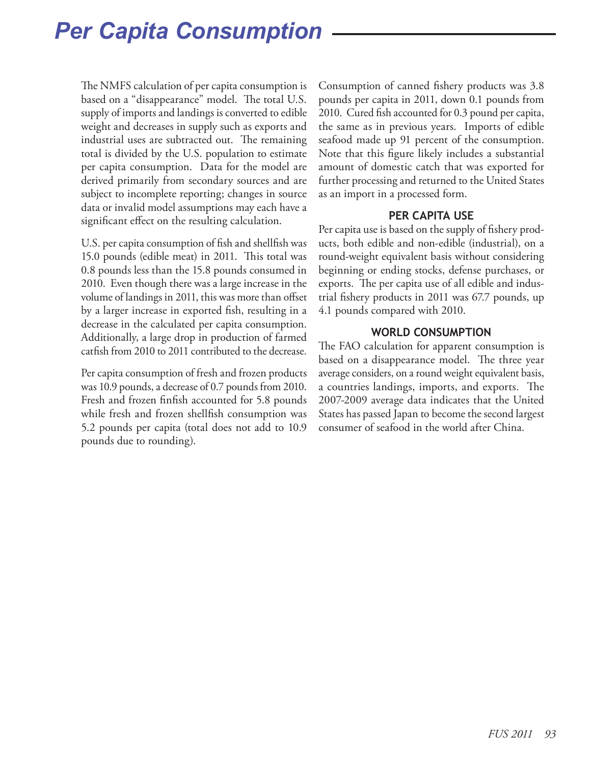# Per Capita Consumption

The NMFS calculation of per capita consumption is based on a "disappearance" model. The total U.S. supply of imports and landings is converted to edible weight and decreases in supply such as exports and industrial uses are subtracted out. The remaining total is divided by the U.S. population to estimate per capita consumption. Data for the model are derived primarily from secondary sources and are subject to incomplete reporting; changes in source data or invalid model assumptions may each have a significant effect on the resulting calculation.

U.S. per capita consumption of fish and shellfish was 15.0 pounds (edible meat) in 2011. This total was 0.8 pounds less than the 15.8 pounds consumed in 2010. Even though there was a large increase in the volume of landings in 2011, this was more than offset by a larger increase in exported fish, resulting in a decrease in the calculated per capita consumption. Additionally, a large drop in production of farmed catfish from 2010 to 2011 contributed to the decrease.

Per capita consumption of fresh and frozen products was 10.9 pounds, a decrease of 0.7 pounds from 2010. Fresh and frozen finfish accounted for 5.8 pounds while fresh and frozen shellfish consumption was 5.2 pounds per capita (total does not add to 10.9 pounds due to rounding).

Consumption of canned fishery products was 3.8 pounds per capita in 2011, down 0.1 pounds from 2010. Cured fish accounted for 0.3 pound per capita, the same as in previous years. Imports of edible seafood made up 91 percent of the consumption. Note that this figure likely includes a substantial amount of domestic catch that was exported for further processing and returned to the United States as an import in a processed form.

## PER CAPITA USE

Per capita use is based on the supply of fishery products, both edible and non-edible (industrial), on a round-weight equivalent basis without considering beginning or ending stocks, defense purchases, or exports. The per capita use of all edible and industrial fishery products in 2011 was 67.7 pounds, up 4.1 pounds compared with 2010.

## WORLD CONSUMPTION

The FAO calculation for apparent consumption is based on a disappearance model. The three year average considers, on a round weight equivalent basis, a countries landings, imports, and exports. The 2007-2009 average data indicates that the United States has passed Japan to become the second largest consumer of seafood in the world after China.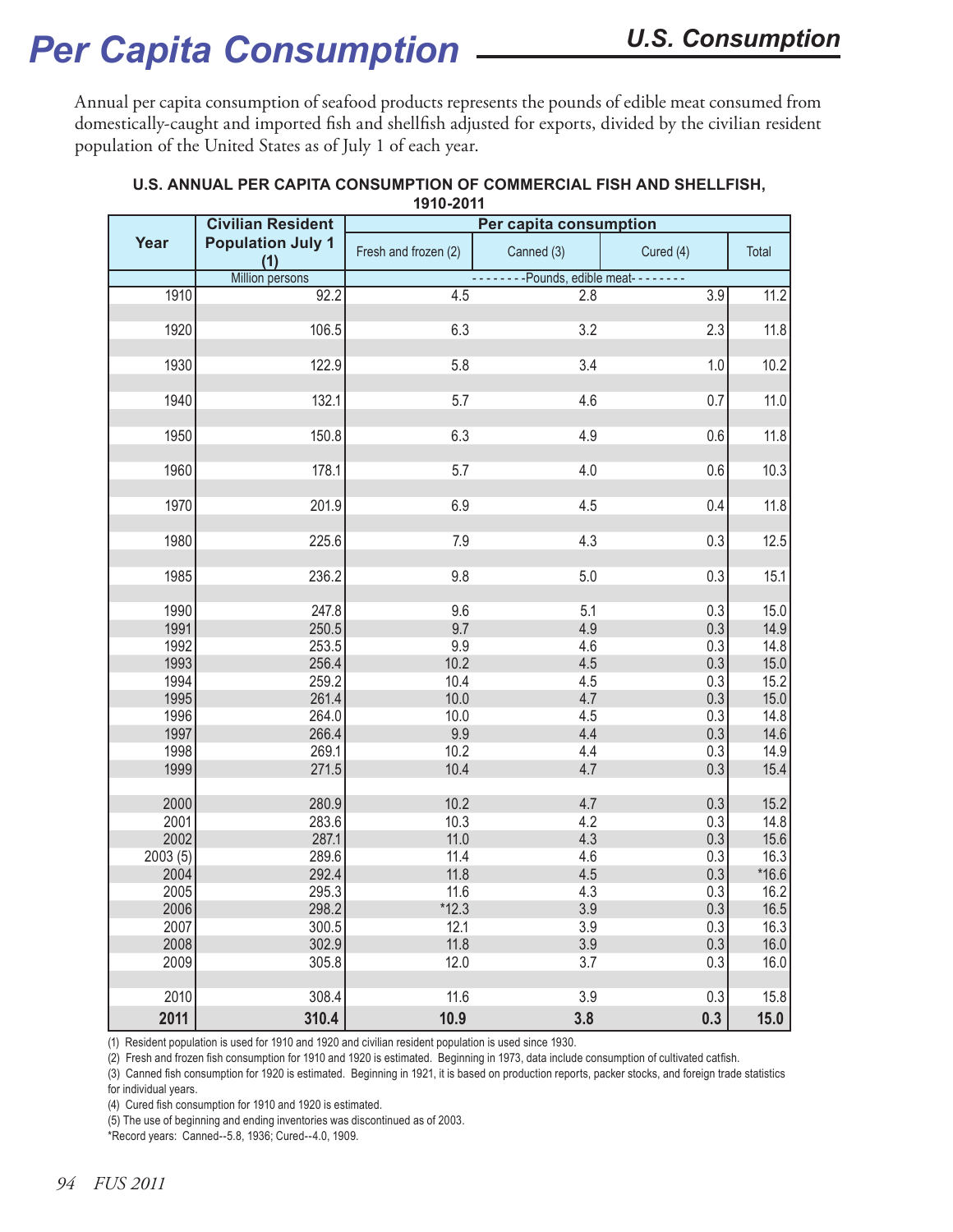# Per Capita Consumption

## U.S. Consumption

Annual per capita consumption of seafood products represents the pounds of edible meat consumed from domestically-caught and imported fish and shellfish adjusted for exports, divided by the civilian resident population of the United States as of July 1 of each year.

**U.S. ANNUAL PER CAPITA CONSUMPTION OF COMMERCIAL FISH AND SHELLFISH, 1910-2011**

| Year | Civilian Resident Population July 1 (1) | Per capita consumption | | | |
|---|---|---|---|---|---|
| | | Fresh and frozen (2) | Canned (3) | Cured (4) | Total |
| | Million persons | --------Pounds, edible meat-------- | | | |
| 1910 | 92.2 | 4.5 | 2.8 | 3.9 | 11.2 |
| 1920 | 106.5 | 6.3 | 3.2 | 2.3 | 11.8 |
| 1930 | 122.9 | 5.8 | 3.4 | 1.0 | 10.2 |
| 1940 | 132.1 | 5.7 | 4.6 | 0.7 | 11.0 |
| 1950 | 150.8 | 6.3 | 4.9 | 0.6 | 11.8 |
| 1960 | 178.1 | 5.7 | 4.0 | 0.6 | 10.3 |
| 1970 | 201.9 | 6.9 | 4.5 | 0.4 | 11.8 |
| 1980 | 225.6 | 7.9 | 4.3 | 0.3 | 12.5 |
| 1985 | 236.2 | 9.8 | 5.0 | 0.3 | 15.1 |
| 1990 | 247.8 | 9.6 | 5.1 | 0.3 | 15.0 |
| 1991 | 250.5 | 9.7 | 4.9 | 0.3 | 14.9 |
| 1992 | 253.5 | 9.9 | 4.6 | 0.3 | 14.8 |
| 1993 | 256.4 | 10.2 | 4.5 | 0.3 | 15.0 |
| 1994 | 259.2 | 10.4 | 4.5 | 0.3 | 15.2 |
| 1995 | 261.4 | 10.0 | 4.7 | 0.3 | 15.0 |
| 1996 | 264.0 | 10.0 | 4.5 | 0.3 | 14.8 |
| 1997 | 266.4 | 9.9 | 4.4 | 0.3 | 14.6 |
| 1998 | 269.1 | 10.2 | 4.4 | 0.3 | 14.9 |
| 1999 | 271.5 | 10.4 | 4.7 | 0.3 | 15.4 |
| 2000 | 280.9 | 10.2 | 4.7 | 0.3 | 15.2 |
| 2001 | 283.6 | 10.3 | 4.2 | 0.3 | 14.8 |
| 2002 | 287.1 | 11.0 | 4.3 | 0.3 | 15.6 |
| 2003 (5) | 289.6 | 11.4 | 4.6 | 0.3 | 16.3 |
| 2004 | 292.4 | 11.8 | 4.5 | 0.3 | *16.6 |
| 2005 | 295.3 | 11.6 | 4.3 | 0.3 | 16.2 |
| 2006 | 298.2 | *12.3 | 3.9 | 0.3 | 16.5 |
| 2007 | 300.5 | 12.1 | 3.9 | 0.3 | 16.3 |
| 2008 | 302.9 | 11.8 | 3.9 | 0.3 | 16.0 |
| 2009 | 305.8 | 12.0 | 3.7 | 0.3 | 16.0 |
| 2010 | 308.4 | 11.6 | 3.9 | 0.3 | 15.8 |
| **2011** | **310.4** | **10.9** | **3.8** | **0.3** | **15.0** |

(1) Resident population is used for 1910 and 1920 and civilian resident population is used since 1930.
(2) Fresh and frozen fish consumption for 1910 and 1920 is estimated. Beginning in 1973, data include consumption of cultivated catfish.
(3) Canned fish consumption for 1920 is estimated. Beginning in 1921, it is based on production reports, packer stocks, and foreign trade statistics for individual years.
(4) Cured fish consumption for 1910 and 1920 is estimated.
(5) The use of beginning and ending inventories was discontinued as of 2003.
*Record years: Canned--5.8, 1936; Cured--4.0, 1909.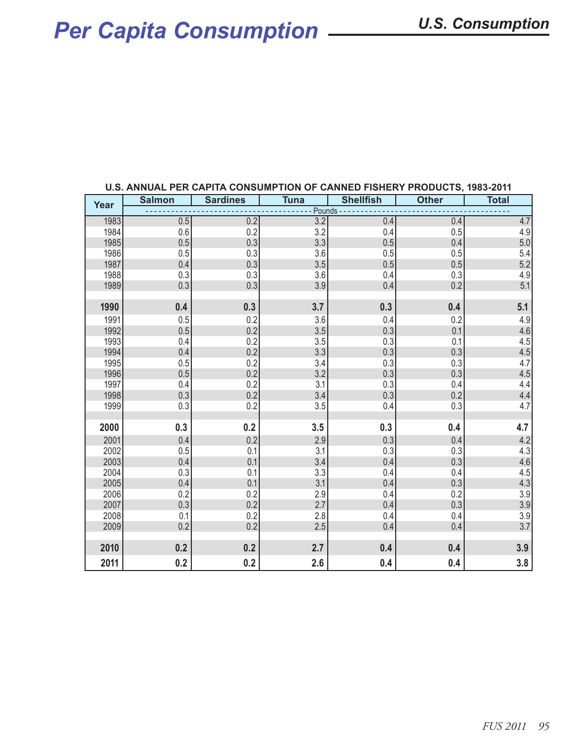# Per Capita Consumption

## U.S. Consumption

**U.S. ANNUAL PER CAPITA CONSUMPTION OF CANNED FISHERY PRODUCTS, 1983-2011**

| Year | Salmon | Sardines | Tuna | Shellfish | Other | Total |
|---|---|---|---|---|---|---|
| | Pounds | | | | | |
| 1983 | 0.5 | 0.2 | 3.2 | 0.4 | 0.4 | 4.7 |
| 1984 | 0.6 | 0.2 | 3.2 | 0.4 | 0.5 | 4.9 |
| 1985 | 0.5 | 0.3 | 3.3 | 0.5 | 0.4 | 5.0 |
| 1986 | 0.5 | 0.3 | 3.6 | 0.5 | 0.5 | 5.4 |
| 1987 | 0.4 | 0.3 | 3.5 | 0.5 | 0.5 | 5.2 |
| 1988 | 0.3 | 0.3 | 3.6 | 0.4 | 0.3 | 4.9 |
| 1989 | 0.3 | 0.3 | 3.9 | 0.4 | 0.2 | 5.1 |
| **1990** | **0.4** | **0.3** | **3.7** | **0.3** | **0.4** | **5.1** |
| 1991 | 0.5 | 0.2 | 3.6 | 0.4 | 0.2 | 4.9 |
| 1992 | 0.5 | 0.2 | 3.5 | 0.3 | 0.1 | 4.6 |
| 1993 | 0.4 | 0.2 | 3.5 | 0.3 | 0.1 | 4.5 |
| 1994 | 0.4 | 0.2 | 3.3 | 0.3 | 0.3 | 4.5 |
| 1995 | 0.5 | 0.2 | 3.4 | 0.3 | 0.3 | 4.7 |
| 1996 | 0.5 | 0.2 | 3.2 | 0.3 | 0.3 | 4.5 |
| 1997 | 0.4 | 0.2 | 3.1 | 0.3 | 0.4 | 4.4 |
| 1998 | 0.3 | 0.2 | 3.4 | 0.3 | 0.2 | 4.4 |
| 1999 | 0.3 | 0.2 | 3.5 | 0.4 | 0.3 | 4.7 |
| **2000** | **0.3** | **0.2** | **3.5** | **0.3** | **0.4** | **4.7** |
| 2001 | 0.4 | 0.2 | 2.9 | 0.3 | 0.4 | 4.2 |
| 2002 | 0.5 | 0.1 | 3.1 | 0.3 | 0.3 | 4.3 |
| 2003 | 0.4 | 0.1 | 3.4 | 0.4 | 0.3 | 4.6 |
| 2004 | 0.3 | 0.1 | 3.3 | 0.4 | 0.4 | 4.5 |
| 2005 | 0.4 | 0.1 | 3.1 | 0.4 | 0.3 | 4.3 |
| 2006 | 0.2 | 0.2 | 2.9 | 0.4 | 0.2 | 3.9 |
| 2007 | 0.3 | 0.2 | 2.7 | 0.4 | 0.3 | 3.9 |
| 2008 | 0.1 | 0.2 | 2.8 | 0.4 | 0.4 | 3.9 |
| 2009 | 0.2 | 0.2 | 2.5 | 0.4 | 0.4 | 3.7 |
| **2010** | **0.2** | **0.2** | **2.7** | **0.4** | **0.4** | **3.9** |
| **2011** | **0.2** | **0.2** | **2.6** | **0.4** | **0.4** | **3.8** |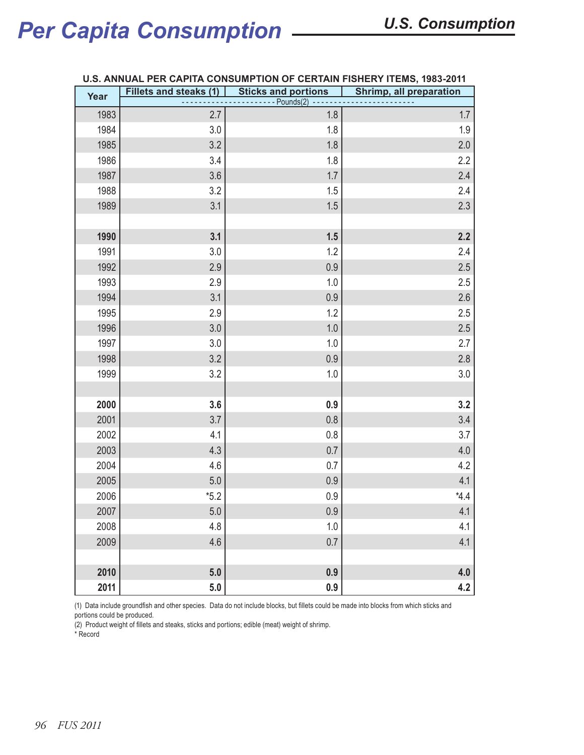# Per Capita Consumption

## U.S. Consumption

**U.S. ANNUAL PER CAPITA CONSUMPTION OF CERTAIN FISHERY ITEMS, 1983-2011**

| Year | Fillets and steaks (1) | Sticks and portions | Shrimp, all preparation |
|---|---|---|---|
| | Pounds(2) | | |
| 1983 | 2.7 | 1.8 | 1.7 |
| 1984 | 3.0 | 1.8 | 1.9 |
| 1985 | 3.2 | 1.8 | 2.0 |
| 1986 | 3.4 | 1.8 | 2.2 |
| 1987 | 3.6 | 1.7 | 2.4 |
| 1988 | 3.2 | 1.5 | 2.4 |
| 1989 | 3.1 | 1.5 | 2.3 |
| **1990** | **3.1** | **1.5** | **2.2** |
| 1991 | 3.0 | 1.2 | 2.4 |
| 1992 | 2.9 | 0.9 | 2.5 |
| 1993 | 2.9 | 1.0 | 2.5 |
| 1994 | 3.1 | 0.9 | 2.6 |
| 1995 | 2.9 | 1.2 | 2.5 |
| 1996 | 3.0 | 1.0 | 2.5 |
| 1997 | 3.0 | 1.0 | 2.7 |
| 1998 | 3.2 | 0.9 | 2.8 |
| 1999 | 3.2 | 1.0 | 3.0 |
| **2000** | **3.6** | **0.9** | **3.2** |
| 2001 | 3.7 | 0.8 | 3.4 |
| 2002 | 4.1 | 0.8 | 3.7 |
| 2003 | 4.3 | 0.7 | 4.0 |
| 2004 | 4.6 | 0.7 | 4.2 |
| 2005 | 5.0 | 0.9 | 4.1 |
| 2006 | *5.2 | 0.9 | *4.4 |
| 2007 | 5.0 | 0.9 | 4.1 |
| 2008 | 4.8 | 1.0 | 4.1 |
| 2009 | 4.6 | 0.7 | 4.1 |
| **2010** | **5.0** | **0.9** | **4.0** |
| **2011** | **5.0** | **0.9** | **4.2** |

(1) Data include groundfish and other species. Data do not include blocks, but fillets could be made into blocks from which sticks and portions could be produced.
(2) Product weight of fillets and steaks, sticks and portions; edible (meat) weight of shrimp.
* Record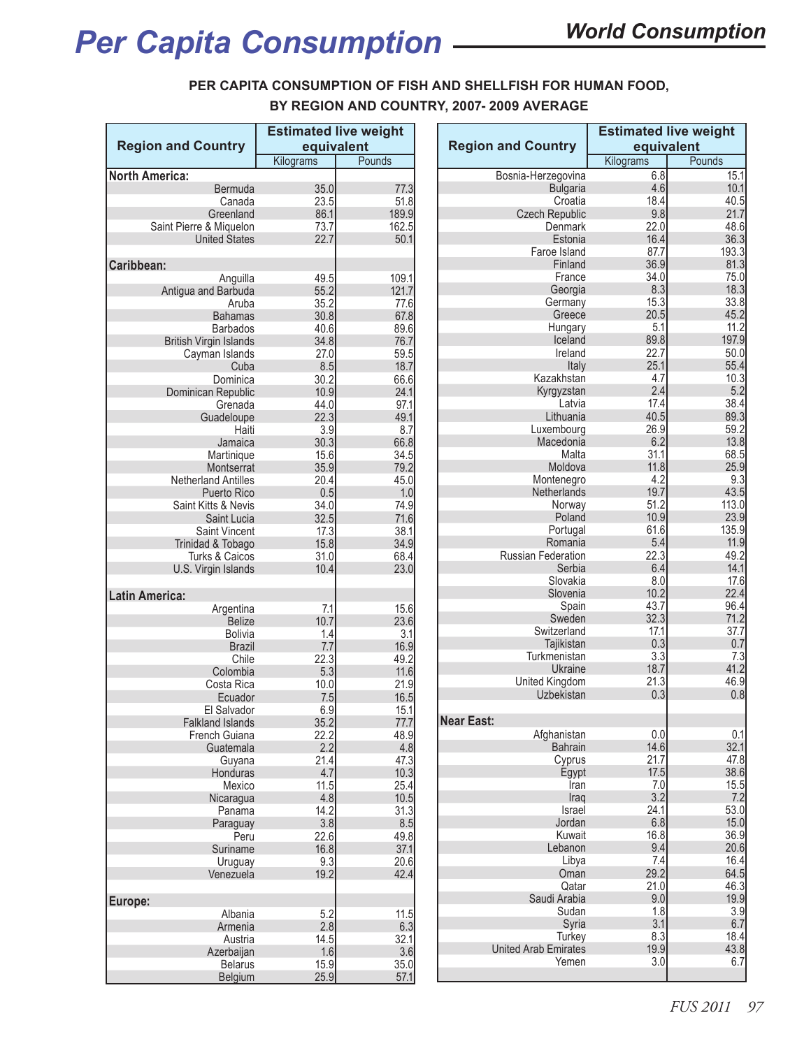# Per Capita Consumption

## World Consumption

**PER CAPITA CONSUMPTION OF FISH AND SHELLFISH FOR HUMAN FOOD, BY REGION AND COUNTRY, 2007- 2009 AVERAGE**

| Region and Country | Estimated live weight equivalent | |
|---|---|---|
| | Kilograms | Pounds |
| **North America:** | | |
| Bermuda | 35.0 | 77.3 |
| Canada | 23.5 | 51.8 |
| Greenland | 86.1 | 189.9 |
| Saint Pierre & Miquelon | 73.7 | 162.5 |
| United States | 22.7 | 50.1 |
| **Caribbean:** | | |
| Anguilla | 49.5 | 109.1 |
| Antigua and Barbuda | 55.2 | 121.7 |
| Aruba | 35.2 | 77.6 |
| Bahamas | 30.8 | 67.8 |
| Barbados | 40.6 | 89.6 |
| British Virgin Islands | 34.8 | 76.7 |
| Cayman Islands | 27.0 | 59.5 |
| Cuba | 8.5 | 18.7 |
| Dominica | 30.2 | 66.6 |
| Dominican Republic | 10.9 | 24.1 |
| Grenada | 44.0 | 97.1 |
| Guadeloupe | 22.3 | 49.1 |
| Haiti | 3.9 | 8.7 |
| Jamaica | 30.3 | 66.8 |
| Martinique | 15.6 | 34.5 |
| Montserrat | 35.9 | 79.2 |
| Netherland Antilles | 20.4 | 45.0 |
| Puerto Rico | 0.5 | 1.0 |
| Saint Kitts & Nevis | 34.0 | 74.9 |
| Saint Lucia | 32.5 | 71.6 |
| Saint Vincent | 17.3 | 38.1 |
| Trinidad & Tobago | 15.8 | 34.9 |
| Turks & Caicos | 31.0 | 68.4 |
| U.S. Virgin Islands | 10.4 | 23.0 |
| **Latin America:** | | |
| Argentina | 7.1 | 15.6 |
| Belize | 10.7 | 23.6 |
| Bolivia | 1.4 | 3.1 |
| Brazil | 7.7 | 16.9 |
| Chile | 22.3 | 49.2 |
| Colombia | 5.3 | 11.6 |
| Costa Rica | 10.0 | 21.9 |
| Ecuador | 7.5 | 16.5 |
| El Salvador | 6.9 | 15.1 |
| Falkland Islands | 35.2 | 77.7 |
| French Guiana | 22.2 | 48.9 |
| Guatemala | 2.2 | 4.8 |
| Guyana | 21.4 | 47.3 |
| Honduras | 4.7 | 10.3 |
| Mexico | 11.5 | 25.4 |
| Nicaragua | 4.8 | 10.5 |
| Panama | 14.2 | 31.3 |
| Paraguay | 3.8 | 8.5 |
| Peru | 22.6 | 49.8 |
| Suriname | 16.8 | 37.1 |
| Uruguay | 9.3 | 20.6 |
| Venezuela | 19.2 | 42.4 |
| **Europe:** | | |
| Albania | 5.2 | 11.5 |
| Armenia | 2.8 | 6.3 |
| Austria | 14.5 | 32.1 |
| Azerbaijan | 1.6 | 3.6 |
| Belarus | 15.9 | 35.0 |
| Belgium | 25.9 | 57.1 |
| Bosnia-Herzegovina | 6.8 | 15.1 |
| Bulgaria | 4.6 | 10.1 |
| Croatia | 18.4 | 40.5 |
| Czech Republic | 9.8 | 21.7 |
| Denmark | 22.0 | 48.6 |
| Estonia | 16.4 | 36.3 |
| Faroe Island | 87.7 | 193.3 |
| Finland | 36.9 | 81.3 |
| France | 34.0 | 75.0 |
| Georgia | 8.3 | 18.3 |
| Germany | 15.3 | 33.8 |
| Greece | 20.5 | 45.2 |
| Hungary | 5.1 | 11.2 |
| Iceland | 89.8 | 197.9 |
| Ireland | 22.7 | 50.0 |
| Italy | 25.1 | 55.4 |
| Kazakhstan | 4.7 | 10.3 |
| Kyrgyzstan | 2.4 | 5.2 |
| Latvia | 17.4 | 38.4 |
| Lithuania | 40.5 | 89.3 |
| Luxembourg | 26.9 | 59.2 |
| Macedonia | 6.2 | 13.8 |
| Malta | 31.1 | 68.5 |
| Moldova | 11.8 | 25.9 |
| Montenegro | 4.2 | 9.3 |
| Netherlands | 19.7 | 43.5 |
| Norway | 51.2 | 113.0 |
| Poland | 10.9 | 23.9 |
| Portugal | 61.6 | 135.9 |
| Romania | 5.4 | 11.9 |
| Russian Federation | 22.3 | 49.2 |
| Serbia | 6.4 | 14.1 |
| Slovakia | 8.0 | 17.6 |
| Slovenia | 10.2 | 22.4 |
| Spain | 43.7 | 96.4 |
| Sweden | 32.3 | 71.2 |
| Switzerland | 17.1 | 37.7 |
| Tajikistan | 0.3 | 0.7 |
| Turkmenistan | 3.3 | 7.3 |
| Ukraine | 18.7 | 41.2 |
| United Kingdom | 21.3 | 46.9 |
| Uzbekistan | 0.3 | 0.8 |
| **Near East:** | | |
| Afghanistan | 0.0 | 0.1 |
| Bahrain | 14.6 | 32.1 |
| Cyprus | 21.7 | 47.8 |
| Egypt | 17.5 | 38.6 |
| Iran | 7.0 | 15.5 |
| Iraq | 3.2 | 7.2 |
| Israel | 24.1 | 53.0 |
| Jordan | 6.8 | 15.0 |
| Kuwait | 16.8 | 36.9 |
| Lebanon | 9.4 | 20.6 |
| Libya | 7.4 | 16.4 |
| Oman | 29.2 | 64.5 |
| Qatar | 21.0 | 46.3 |
| Saudi Arabia | 9.0 | 19.9 |
| Sudan | 1.8 | 3.9 |
| Syria | 3.1 | 6.7 |
| Turkey | 8.3 | 18.4 |
| United Arab Emirates | 19.9 | 43.8 |
| Yemen | 3.0 | 6.7 |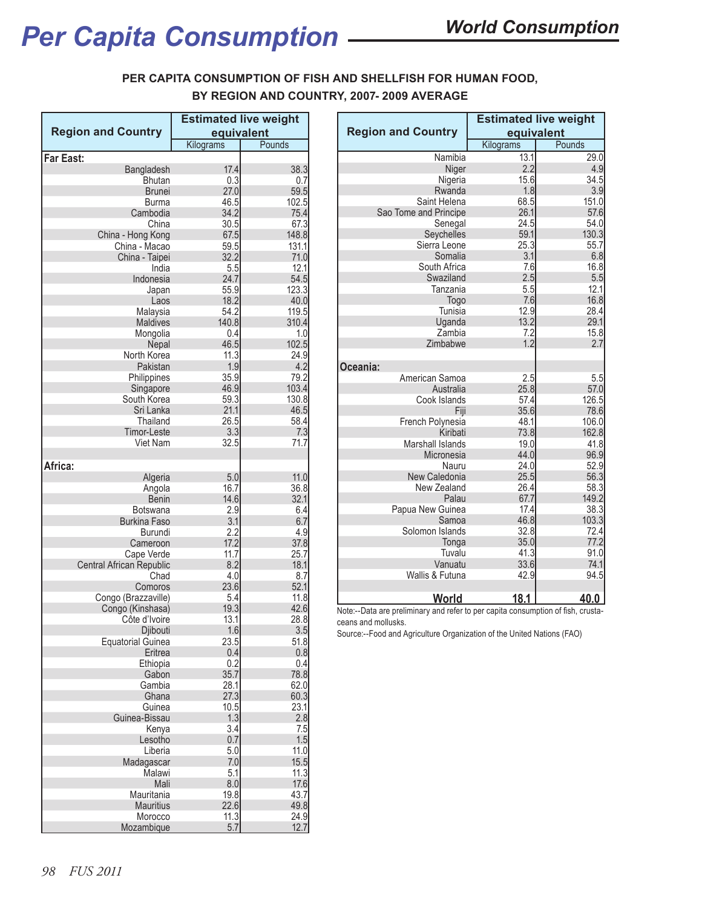# Per Capita Consumption

## World Consumption

**PER CAPITA CONSUMPTION OF FISH AND SHELLFISH FOR HUMAN FOOD, BY REGION AND COUNTRY, 2007- 2009 AVERAGE**

| Region and Country | Estimated live weight equivalent | |
|---|---|---|
| | Kilograms | Pounds |
| **Far East:** | | |
| Bangladesh | 17.4 | 38.3 |
| Bhutan | 0.3 | 0.7 |
| Brunei | 27.0 | 59.5 |
| Burma | 46.5 | 102.5 |
| Cambodia | 34.2 | 75.4 |
| China | 30.5 | 67.3 |
| China - Hong Kong | 67.5 | 148.8 |
| China - Macao | 59.5 | 131.1 |
| China - Taipei | 32.2 | 71.0 |
| India | 5.5 | 12.1 |
| Indonesia | 24.7 | 54.5 |
| Japan | 55.9 | 123.3 |
| Laos | 18.2 | 40.0 |
| Malaysia | 54.2 | 119.5 |
| Maldives | 140.8 | 310.4 |
| Mongolia | 0.4 | 1.0 |
| Nepal | 46.5 | 102.5 |
| North Korea | 11.3 | 24.9 |
| Pakistan | 1.9 | 4.2 |
| Philippines | 35.9 | 79.2 |
| Singapore | 46.9 | 103.4 |
| South Korea | 59.3 | 130.8 |
| Sri Lanka | 21.1 | 46.5 |
| Thailand | 26.5 | 58.4 |
| Timor-Leste | 3.3 | 7.3 |
| Viet Nam | 32.5 | 71.7 |
| **Africa:** | | |
| Algeria | 5.0 | 11.0 |
| Angola | 16.7 | 36.8 |
| Benin | 14.6 | 32.1 |
| Botswana | 2.9 | 6.4 |
| Burkina Faso | 3.1 | 6.7 |
| Burundi | 2.2 | 4.9 |
| Cameroon | 17.2 | 37.8 |
| Cape Verde | 11.7 | 25.7 |
| Central African Republic | 8.2 | 18.1 |
| Chad | 4.0 | 8.7 |
| Comoros | 23.6 | 52.1 |
| Congo (Brazzaville) | 5.4 | 11.8 |
| Congo (Kinshasa) | 19.3 | 42.6 |
| Côte d'Ivoire | 13.1 | 28.8 |
| Djibouti | 1.6 | 3.5 |
| Equatorial Guinea | 23.5 | 51.8 |
| Eritrea | 0.4 | 0.8 |
| Ethiopia | 0.2 | 0.4 |
| Gabon | 35.7 | 78.8 |
| Gambia | 28.1 | 62.0 |
| Ghana | 27.3 | 60.3 |
| Guinea | 10.5 | 23.1 |
| Guinea-Bissau | 1.3 | 2.8 |
| Kenya | 3.4 | 7.5 |
| Lesotho | 0.7 | 1.5 |
| Liberia | 5.0 | 11.0 |
| Madagascar | 7.0 | 15.5 |
| Malawi | 5.1 | 11.3 |
| Mali | 8.0 | 17.6 |
| Mauritania | 19.8 | 43.7 |
| Mauritius | 22.6 | 49.8 |
| Morocco | 11.3 | 24.9 |
| Mozambique | 5.7 | 12.7 |
| Namibia | 13.1 | 29.0 |
| Niger | 2.2 | 4.9 |
| Nigeria | 15.6 | 34.5 |
| Rwanda | 1.8 | 3.9 |
| Saint Helena | 68.5 | 151.0 |
| Sao Tome and Principe | 26.1 | 57.6 |
| Senegal | 24.5 | 54.0 |
| Seychelles | 59.1 | 130.3 |
| Sierra Leone | 25.3 | 55.7 |
| Somalia | 3.1 | 6.8 |
| South Africa | 7.6 | 16.8 |
| Swaziland | 2.5 | 5.5 |
| Tanzania | 5.5 | 12.1 |
| Togo | 7.6 | 16.8 |
| Tunisia | 12.9 | 28.4 |
| Uganda | 13.2 | 29.1 |
| Zambia | 7.2 | 15.8 |
| Zimbabwe | 1.2 | 2.7 |
| **Oceania:** | | |
| American Samoa | 2.5 | 5.5 |
| Australia | 25.8 | 57.0 |
| Cook Islands | 57.4 | 126.5 |
| Fiji | 35.6 | 78.6 |
| French Polynesia | 48.1 | 106.0 |
| Kiribati | 73.8 | 162.8 |
| Marshall Islands | 19.0 | 41.8 |
| Micronesia | 44.0 | 96.9 |
| Nauru | 24.0 | 52.9 |
| New Caledonia | 25.5 | 56.3 |
| New Zealand | 26.4 | 58.3 |
| Palau | 67.7 | 149.2 |
| Papua New Guinea | 17.4 | 38.3 |
| Samoa | 46.8 | 103.3 |
| Solomon Islands | 32.8 | 72.4 |
| Tonga | 35.0 | 77.2 |
| Tuvalu | 41.3 | 91.0 |
| Vanuatu | 33.6 | 74.1 |
| Wallis & Futuna | 42.9 | 94.5 |
| **World** | **18.1** | **40.0** |

Note:--Data are preliminary and refer to per capita consumption of fish, crustaceans and mollusks.

Source:--Food and Agriculture Organization of the United Nations (FAO)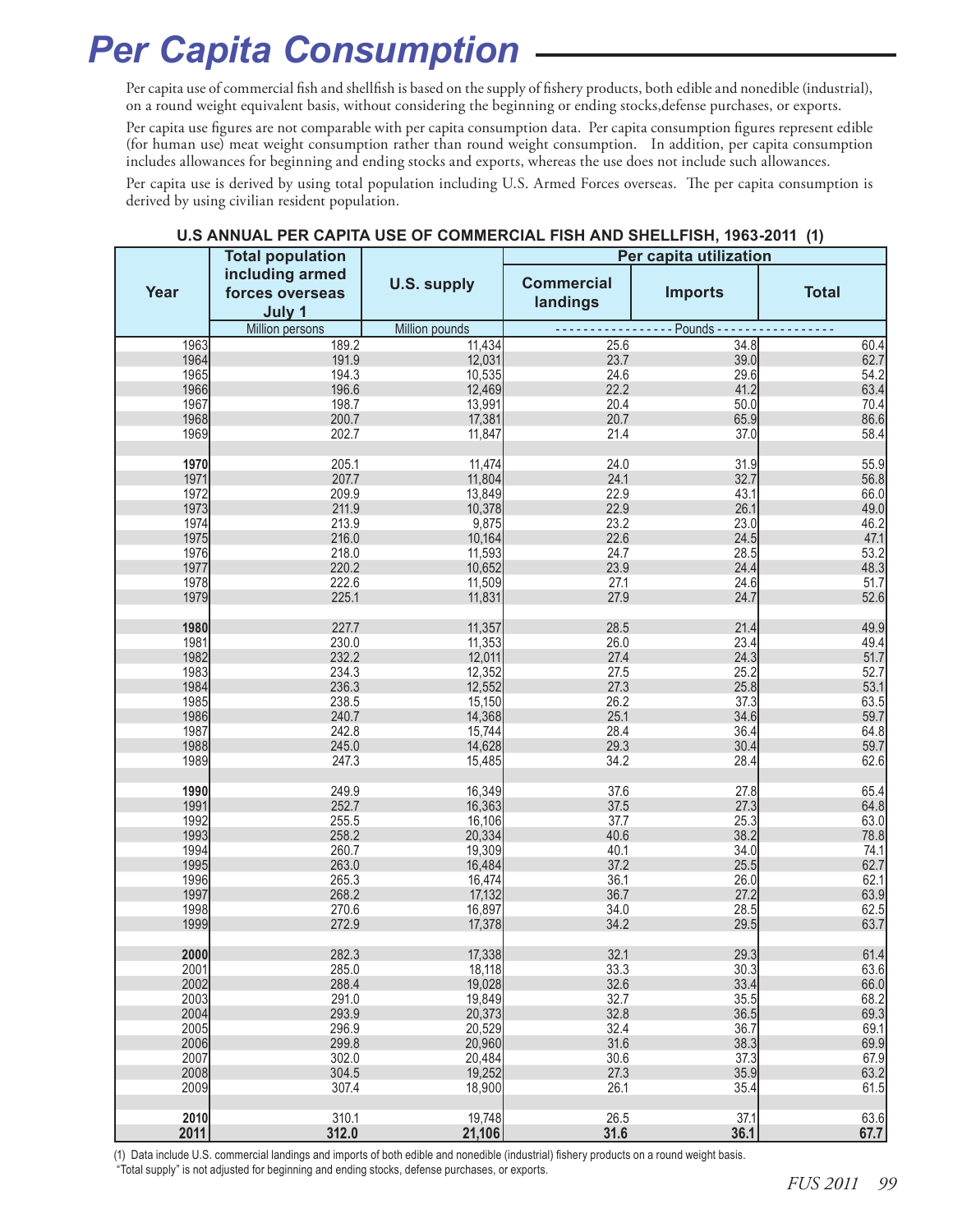# Per Capita Consumption

Per capita use of commercial fish and shellfish is based on the supply of fishery products, both edible and nonedible (industrial), on a round weight equivalent basis, without considering the beginning or ending stocks,defense purchases, or exports.

Per capita use figures are not comparable with per capita consumption data. Per capita consumption figures represent edible (for human use) meat weight consumption rather than round weight consumption. In addition, per capita consumption includes allowances for beginning and ending stocks and exports, whereas the use does not include such allowances.

Per capita use is derived by using total population including U.S. Armed Forces overseas. The per capita consumption is derived by using civilian resident population.

**U.S ANNUAL PER CAPITA USE OF COMMERCIAL FISH AND SHELLFISH, 1963-2011 (1)**

| Year | Total population including armed forces overseas July 1 | U.S. supply | Per capita utilization | | |
|---|---|---|---|---|---|
| | | | Commercial landings | Imports | Total |
| | Million persons | Million pounds | Pounds | | |
| 1963 | 189.2 | 11,434 | 25.6 | 34.8 | 60.4 |
| 1964 | 191.9 | 12,031 | 23.7 | 39.0 | 62.7 |
| 1965 | 194.3 | 10,535 | 24.6 | 29.6 | 54.2 |
| 1966 | 196.6 | 12,469 | 22.2 | 41.2 | 63.4 |
| 1967 | 198.7 | 13,991 | 20.4 | 50.0 | 70.4 |
| 1968 | 200.7 | 17,381 | 20.7 | 65.9 | 86.6 |
| 1969 | 202.7 | 11,847 | 21.4 | 37.0 | 58.4 |
| **1970** | 205.1 | 11,474 | 24.0 | 31.9 | 55.9 |
| 1971 | 207.7 | 11,804 | 24.1 | 32.7 | 56.8 |
| 1972 | 209.9 | 13,849 | 22.9 | 43.1 | 66.0 |
| 1973 | 211.9 | 10,378 | 22.9 | 26.1 | 49.0 |
| 1974 | 213.9 | 9,875 | 23.2 | 23.0 | 46.2 |
| 1975 | 216.0 | 10,164 | 22.6 | 24.5 | 47.1 |
| 1976 | 218.0 | 11,593 | 24.7 | 28.5 | 53.2 |
| 1977 | 220.2 | 10,652 | 23.9 | 24.4 | 48.3 |
| 1978 | 222.6 | 11,509 | 27.1 | 24.6 | 51.7 |
| 1979 | 225.1 | 11,831 | 27.9 | 24.7 | 52.6 |
| **1980** | 227.7 | 11,357 | 28.5 | 21.4 | 49.9 |
| 1981 | 230.0 | 11,353 | 26.0 | 23.4 | 49.4 |
| 1982 | 232.2 | 12,011 | 27.4 | 24.3 | 51.7 |
| 1983 | 234.3 | 12,352 | 27.5 | 25.2 | 52.7 |
| 1984 | 236.3 | 12,552 | 27.3 | 25.8 | 53.1 |
| 1985 | 238.5 | 15,150 | 26.2 | 37.3 | 63.5 |
| 1986 | 240.7 | 14,368 | 25.1 | 34.6 | 59.7 |
| 1987 | 242.8 | 15,744 | 28.4 | 36.4 | 64.8 |
| 1988 | 245.0 | 14,628 | 29.3 | 30.4 | 59.7 |
| 1989 | 247.3 | 15,485 | 34.2 | 28.4 | 62.6 |
| **1990** | 249.9 | 16,349 | 37.6 | 27.8 | 65.4 |
| 1991 | 252.7 | 16,363 | 37.5 | 27.3 | 64.8 |
| 1992 | 255.5 | 16,106 | 37.7 | 25.3 | 63.0 |
| 1993 | 258.2 | 20,334 | 40.6 | 38.2 | 78.8 |
| 1994 | 260.7 | 19,309 | 40.1 | 34.0 | 74.1 |
| 1995 | 263.0 | 16,484 | 37.2 | 25.5 | 62.7 |
| 1996 | 265.3 | 16,474 | 36.1 | 26.0 | 62.1 |
| 1997 | 268.2 | 17,132 | 36.7 | 27.2 | 63.9 |
| 1998 | 270.6 | 16,897 | 34.0 | 28.5 | 62.5 |
| 1999 | 272.9 | 17,378 | 34.2 | 29.5 | 63.7 |
| **2000** | 282.3 | 17,338 | 32.1 | 29.3 | 61.4 |
| 2001 | 285.0 | 18,118 | 33.3 | 30.3 | 63.6 |
| 2002 | 288.4 | 19,028 | 32.6 | 33.4 | 66.0 |
| 2003 | 291.0 | 19,849 | 32.7 | 35.5 | 68.2 |
| 2004 | 293.9 | 20,373 | 32.8 | 36.5 | 69.3 |
| 2005 | 296.9 | 20,529 | 32.4 | 36.7 | 69.1 |
| 2006 | 299.8 | 20,960 | 31.6 | 38.3 | 69.9 |
| 2007 | 302.0 | 20,484 | 30.6 | 37.3 | 67.9 |
| 2008 | 304.5 | 19,252 | 27.3 | 35.9 | 63.2 |
| 2009 | 307.4 | 18,900 | 26.1 | 35.4 | 61.5 |
| **2010** | 310.1 | 19,748 | 26.5 | 37.1 | 63.6 |
| **2011** | **312.0** | **21,106** | **31.6** | **36.1** | **67.7** |

(1) Data include U.S. commercial landings and imports of both edible and nonedible (industrial) fishery products on a round weight basis.
"Total supply" is not adjusted for beginning and ending stocks, defense purchases, or exports.